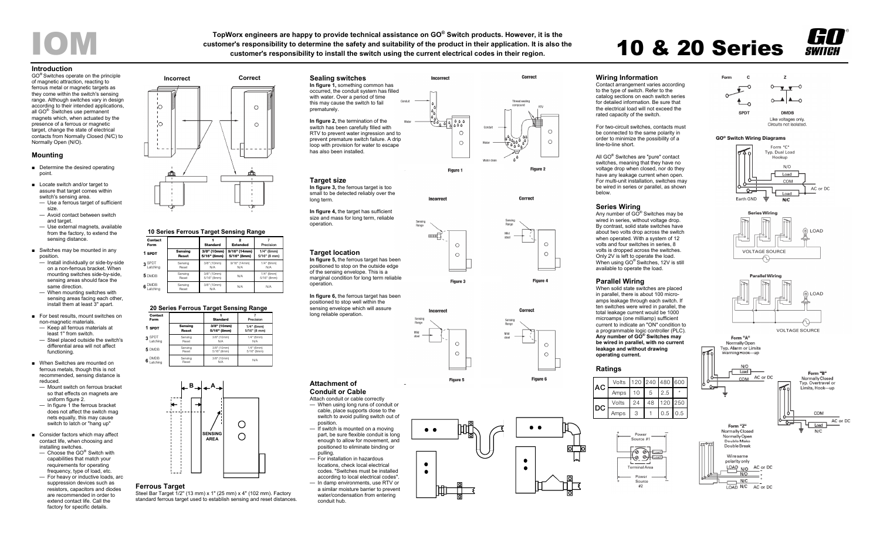# IOM

TopWorx engineers are happy to provide technical assistance on GO® Switch products. However, it is the customer's responsibility to determine the safety and suitability of the product in their application. It is also the customer's responsibility to install the switch using the current electrical codes in their region.

# 10 & 20 Series

## Introduction

GO® Switches operate on the principle of magnetic attraction, reacting to ferrous metal or magnetic targets as they come within the switch's sensing range. Although switches vary in design according to their intended applications, all GO® Switches use permanent magnets which, when actuated by the presence of a ferrous or magnetic target, change the state of electrical contacts from Normally Closed (N/C) to Normally Open (N/O).

## Mounting

- Determine the desired operating point.
- Locate switch and/or target to assure that target comes within switch's sensing area.
  - Use a ferrous target of sufficient size.
  - Avoid contact between switch and target.
  - Use external magnets, available from the factory, to extend the sensing distance.
- Switches may be mounted in any position.
  - Install individually or side-by-side on a non-ferrous bracket. When mounting switches side-by-side, sensing areas should face the same direction.
  - When mounting switches with sensing areas facing each other, install them at least 3" apart.
- For best results, mount switches on non-magnetic materials.
  - Keep all ferrous materials at least 1" from switch.
  - Steel placed outside the switch's differential area will not affect functioning.
- When Switches are mounted on ferrous metals, though this is not recommended, sensing distance is reduced.
  - Mount switch on ferrous bracket so that effects on magnets are uniform figure 2.
  - In figure 1 the ferrous bracket does not affect the switch mag nets equally, this may cause switch to latch or "hang up"
- Consider factors which may affect contact life, when choosing and installing switches.
  - Choose the GO® Switch with capabilities that match your requirements for operating frequency, type of load, etc.
  - For heavy or inductive loads, arc suppression devices such as resistors, capacitors and diodes are recommended in order to extend contact life. Call the factory for specific details.

Incorrect | Correct

### 10 Series Ferrous Target Sensing Range

| Contact Form | | 1 Standard | 2 Extended | 7 Precision |
|---|---|---|---|---|
| 1 SPDT | Sensing<br>Reset | 3/8" (10mm)<br>5/16" (8mm) | 9/16" (14mm)<br>5/16" (8mm) | 1/4" (6mm)<br>5/16" (8 mm) |
| 3 SPDT Latching | Sensing<br>Reset | 3/8" (10mm)<br>N/A | 9/16" (14mm)<br>N/A | 1/4" (6mm)<br>N/A |
| 5 DMDB | Sensing<br>Reset | 3/8" (10mm)<br>5/16" (8mm) | N/A | 1/4" (6mm)<br>5/16" (8mm) |
| 6 DMDB Latching | Sensing<br>Reset | 3/8" (10mm)<br>N/A | N/A | N/A |

### 20 Series Ferrous Target Sensing Range

| Contact Form | | 1 Standard | 7 Precision |
|---|---|---|---|
| 1 SPDT | Sensing<br>Reset | 3/8" (10mm)<br>5/16" (8mm) | 1/4" (6mm)<br>5/16" (8 mm) |
| 3 SPDT Latching | Sensing<br>Reset | 3/8" (10mm)<br>N/A | 1/4" (6mm)<br>N/A |
| 5 DMDB | Sensing<br>Reset | 3/8" (10mm)<br>5/16" (8mm) | 1/4" (6mm)<br>5/16" (8mm) |
| 6 DMDB Latching | Sensing<br>Reset | 3/8" (10mm)<br>N/A | N/A |

B | A | SENSING AREA

## Ferrous Target

Steel Bar Target 1/2" (13 mm) x 1" (25 mm) x 4" (102 mm). Factory standard ferrous target used to establish sensing and reset distances.

## Sealing switches

**In figure 1,** something common has occurred, the conduit system has filled with water. Over a period of time this may cause the switch to fail prematurely.

**In figure 2,** the termination of the switch has been carefully filled with RTV to prevent water ingression and to prevent premature switch failure. A drip loop with provision for water to escape has also been installed.

Incorrect | Correct — Conduit, Water, Thread sealing compound, RTV, Water drain

Figure 1 | Figure 2

## Target size

**In figure 3,** the ferrous target is too small to be detected reliably over the long term.

**In figure 4,** the target has sufficient size and mass for long term, reliable operation.

Incorrect | Correct — Sensing Range, Mild steel

Figure 3 | Figure 4

## Target location

**In figure 5,** the ferrous target has been positioned to stop on the outside edge of the sensing envelope. This is a marginal condition for long term reliable operation.

**In figure 6,** the ferrous target has been positioned to stop well within the sensing envelope which will assure long reliable operation.

Incorrect | Correct — Sensing Range, Mild steel

Figure 5 | Figure 6

## Attachment of Conduit or Cable

Attach conduit or cable correctly

- When using long runs of conduit or cable, place supports close to the switch to avoid pulling switch out of position.
- If switch is mounted on a moving part, be sure flexible conduit is long enough to allow for movement, and positioned to eliminate binding or pulling.
- For installation in hazardous locations, check local electrical codes. "Switches must be installed according to local electrical codes".
- In damp environments, use RTV or a similar moisture barrier to prevent water/condensation from entering conduit hub.

## Wiring Information

Contact arrangement varies according to the type of switch. Refer to the catalog sections on each switch series for detailed information. Be sure that the electrical load will not exceed the rated capacity of the switch.

For two-circuit switches, contacts must be connected to the same polarity in order to minimize the possibility of a line-to-line short.

All GO® Switches are "pure" contact switches, meaning that they have no voltage drop when closed, nor do they have any leakage current when open. For multi-unit installation, switches may be wired in series or parallel, as shown below.

## Series Wiring

Any number of GO® Switches may be wired in series, without voltage drop. By contrast, solid state switches have about two volts drop across the switch when operated. With a system of 12 volts and four switches in series, 8 volts is dropped across the switches. Only 2V is left to operate the load. When using GO® Switches, 12V is still available to operate the load.

## Parallel Wiring

When solid state switches are placed in parallel, there is about 100 micro-amps leakage through each switch. If ten switches were wired in parallel, the total leakage current would be 1000 microamps (one milliamp) sufficient current to indicate an "ON" condition to a programmable logic controller (PLC). **Any number of GO® Switches may be wired in parallel, with no current leakage and without drawing operating current.**

## Ratings

| | | | | | |
|---|---|---|---|---|---|
| AC | Volts | 120 | 240 | 480 | 600 |
| | Amps | 10 | 5 | 2.5 | * |
| DC | Volts | 24 | 48 | 120 | 250 |
| | Amps | 3 | 1 | 0.5 | 0.5 |

Power Source #1 — Terminal Area — Power Source #2

Form C — SPDT; Form Z — DMDB. Like voltages only. Circuits not isolated.

### GO® Switch Wiring Diagrams

Form "C" Typ. Dual Load Hookup — N/O, Load, COM, Load, N/C, AC or DC, Earth GND

Series Wiring — LOAD, VOLTAGE SOURCE

Parallel Wiring — LOAD, VOLTAGE SOURCE

Form "A" Normally Open Typ. Alarm or Limits Warning Hook—up — N/O, Load, COM, AC or DC

Form "B" Normally Closed Typ. Overtravel or Limits, Hook—up — COM, Load, N/C, AC or DC

Form "Z" Normally Closed Normally Open Double Make Double Break — Wire same polarity only — LOAD N/O AC or DC, N/O, N/C, LOAD N/C AC or DC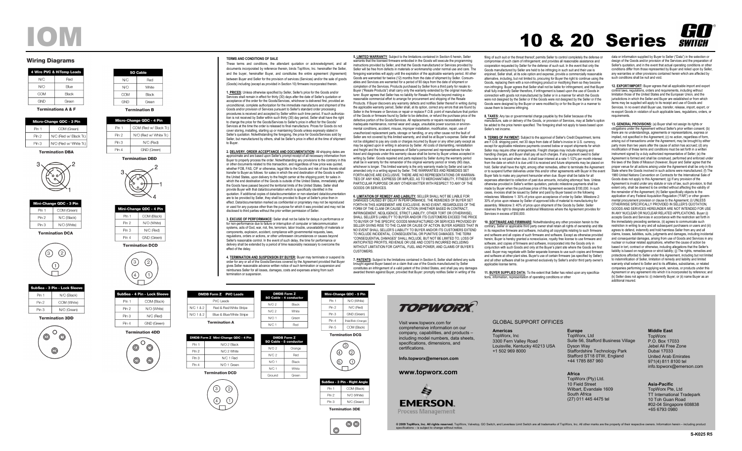# IOM

# 10 & 20 Series

## Wiring Diagrams

| 4 Wire PVC & HiTemp Leads | |
|---|---|
| N/C | Red |
| N/O | Blue |
| COM | Black |
| GND | Green |

**Terminations A & F**

| SO Cable | |
|---|---|
| N/C | Red |
| N/O | White |
| COM | Black |
| GND | Green |

**Termination B**

| Micro-Change QDC - 3 Pin | |
|---|---|
| Pin 1 | COM (Green) |
| Pin 2 | N/C (Red w/ Black Tr.) |
| Pin 3 | N/O (Red w/ White Tr.) |

**Termination DBA**

| Micro-Change QDC - 4 Pin | |
|---|---|
| Pin 1 | COM (Red w/ Black Tr.) |
| Pin 2 | N/O (Red w/ White Tr.) |
| Pin 3 | N/C (Red) |
| Pin 4 | GND (Green) |

**Termination DBD**

| Mini-Change QDC - 3 Pin | |
|---|---|
| Pin 1 | COM (Green) |
| Pin 2 | N/C (Black) |
| Pin 3 | N/O (White) |

**Termination DCA**

| Mini-Change QDC - 4 Pin | |
|---|---|
| Pin 1 | COM (Black) |
| Pin 2 | N/O (White) |
| Pin 3 | N/C (Red) |
| Pin 4 | GND (Green) |

**Termination DCD**

| SubSea - 3 Pin - Lock Sleeve | |
|---|---|
| Pin 1 | N/C (Black) |
| Pin 2 | COM (White) |
| Pin 3 | N/O (Green) |

**Termination 3DD**

| SubSea - 4 Pin - Lock Sleeve | |
|---|---|
| Pin 1 | COM (Black) |
| Pin 2 | N/O (White) |
| Pin 3 | N/C (Red) |
| Pin 4 | GND (Green) |

**Termination 4DD**

| DMDB Form Z PVC Leads | |
|---|---|
| | PVC Leads |
| N/C 1 & 2 | Red & Red/White Stripe |
| N/O 1 & 2 | Blue & Blue/White Stripe |

**Termination A**

| DMDB Form Z SO Cable - 4 conductor | |
|---|---|
| N/O 2 | Black |
| N/C 2 | White |
| N/O 1 | Green |
| N/C 1 | Red |

| DMDB Form Z Mini-Change QDC - 4 Pin | |
|---|---|
| Pin 1 | N/O 2 Black |
| Pin 2 | N/C 2 White |
| Pin 3 | N/C 1 Red |
| Pin 4 | N/O 1 Green |

**Termination DCD**

| DMDB Form Z SO Cable - 5 conductor | |
|---|---|
| N/O 2 | Orange |
| N/C 2 | Red |
| N/O 1 | Black |
| N/C 1 | White |
| Ground | Green |

| Mini-Change QDC - 5 Pin | |
|---|---|
| Pin 1 | N/O (White) |
| Pin 2 | N/C (Red) |
| Pin 3 | GND (Green) |
| Pin 4 | Inactive (Orange) |
| Pin 5 | COM (Black) |

**Termination DCG**

| SubSea - 3 Pin - Right Angle | |
|---|---|
| Pin 1 | COM (Black) |
| Pin 2 | N/O (White) |
| Pin 3 | N/C (Green) |

**Termination 3DE**

**TERMS AND CONDITIONS OF SALE**

These terms and conditions, the attendant quotation or acknowledgment, and all documents incorporated by reference therein, binds TopWorx, Inc. hereinafter the Seller, and the buyer, hereinafter Buyer, and constitutes the entire agreement (Agreement) between Buyer and Seller for the provision of services (Services) and/or the sale of goods (Goods) including (except as provided in Section 10) firmware incorporated therein.

**1. PRICES:** Unless otherwise specified by Seller, Seller's price for the Goods and/or Services shall remain in effect for thirty (30) days after the date of Seller's quotation or acceptance of the order for the Goods/Services, whichever is delivered first, provided an unconditional, complete authorization for the immediate manufacture and shipment of the Goods and/or provision of Services pursuant to Seller's standard order processing procedures is received and accepted by Seller within such thirty (30) day period. If such authorization is not received by Seller within such thirty (30) day period, Seller shall have the right to change the price for the Goods/Services to Seller's price in effect for the Goods/Services at the time the order is released to final manufacture. Prices for Goods do not cover storing, installing, starting up or maintaining Goods unless expressly stated in Seller's quotation. Notwithstanding the foregoing, the price for Goods/Services sold by Seller, but manufactured by others, shall be Seller's price in effect at the time of shipment to Buyer.

**2. DELIVERY, ORDER ACCEPTANCE AND DOCUMENTATION:** All shipping dates are approximate and are based upon Seller's prompt receipt of all necessary information from Buyer to properly process the order. Notwithstanding any provisions to the contrary in this or other documents related to this transaction, and regardless of how price was quoted, whether FOB, FAS, CIF or otherwise, legal title to the Goods and risk of loss thereto shall transfer to Buyer as follows: for sales in which the end destination of the Goods is within the United States, upon delivery to the freight carrier at the shipping point; for sales in which the end destination of the Goods is outside of the United States, immediately after the Goods have passed beyond the territorial limits of the United States. Seller shall provide Buyer with that data/documentation which is specifically identified in the quotation. If additional copies of data/documentation or non-standard data/documentation are to be provided by Seller, they shall be provided to Buyer at Seller's price then in effect. Data/documentation marked as confidential or proprietary may not be reproduced or used for any purpose other than the purpose for which it was provided and may not be disclosed to third parties without the prior written permission of Seller.

**3. EXCUSE OF PERFORMANCE:** Seller shall not be liable for delays in performance or for non-performance due to failure or interruption of computer or telecommunication systems, acts of God, war, riot, fire, terrorism, labor trouble, unavailability of materials or components, explosion, accident, compliance with governmental requests, laws, regulations, orders or actions, or other unforeseen circumstances or causes beyond Seller's reasonable control. In the event of such delay, the time for performance or delivery shall be extended by a period of time reasonably necessary to overcome the effect of the delay.

**4. TERMINATION AND SUSPENSION BY BUYER:** Buyer may terminate or suspend its order for any or all of the Goods/Services covered by the Agreement provided that Buyer gives Seller reasonable advance written notice of such termination or suspension and reimburses Seller for all losses, damages, costs and expenses arising from such termination or suspension.

**5. LIMITED WARRANTY:** Subject to the limitations contained in Section 6 herein, Seller warrants that the licensed firmware embodied in the Goods will execute the programming instructions provided by Seller, and that the Goods manufactured or Services provided by Seller will be free from defects in materials or workmanship under normal use and care. The foregoing warranties will apply until the expiration of the applicable warranty period. All other Goods are warranted for twelve (12) months from the date of shipment by Seller. Consumables and Services are warranted for a period of 90 days from the date of shipment or completion of the Services. Products purchased by Seller from a third party for resale to Buyer ("Resale Products") shall carry only the warranty extended by the original manufacturer. Buyer agrees that Seller has no liability for Resale Products beyond making a reasonable commercial effort to arrange for procurement and shipping of the Resale Products. If Buyer discovers any warranty defects and notifies Seller thereof in writing during the applicable warranty period, Seller shall, at its option, correct any errors that are found by Seller in the firmware or Services or repair or replace F.O.B. point of manufacture that portion of the Goods or firmware found by Seller to be defective, or refund the purchase price of the defective portion of the Goods/Services. All replacements or repairs necessitated by inadequate maintenance, normal wear and usage, unsuitable power sources or environmental conditions, accident, misuse, improper installation, modification, repair, use of unauthorized replacement parts, storage or handling, or any other cause not the fault of Seller are not covered by this limited warranty, and shall be at Buyer's expense. Seller shall not be obligated to pay any costs or charges incurred by Buyer or any other party except as may be agreed upon in writing in advance by Seller. All costs of dismantling, reinstallation and freight and the time and expenses of Seller's personnel and representatives for site travel and diagnosis under this warranty clause shall be borne by Buyer unless accepted in writing by Seller. Goods repaired and parts replaced by Seller during the warranty period shall be in warranty for the remainder of the original warranty period or ninety (90) days, whichever is longer. This limited warranty is the only warranty made by Seller and can be amended only in a writing signed by Seller. THE WARRANTIES AND REMEDIES SET FORTH ABOVE ARE EXCLUSIVE. THERE ARE NO REPRESENTATIONS OR WARRANTIES OF ANY KIND, EXPRESS OR IMPLIED, AS TO MERCHANTABILITY, FITNESS FOR PARTICULAR PURPOSE OR ANY OTHER MATTER WITH RESPECT TO ANY OF THE GOODS OR SERVICES.

**6. LIMITATION OF REMEDY AND LIABILITY:** SELLER SHALL NOT BE LIABLE FOR DAMAGES CAUSED BY DELAY IN PERFORMANCE. THE REMEDIES OF BUYER SET FORTH IN THIS AGREEMENT ARE EXCLUSIVE. IN NO EVENT, REGARDLESS OF THE FORM OF THE CLAIM OR CAUSE OF ACTION (WHETHER BASED IN CONTRACT, INFRINGEMENT, NEGLIGENCE, STRICT LIABILITY, OTHER TORT OR OTHERWISE), SHALL SELLER'S LIABILITY TO BUYER AND/OR ITS CUSTOMERS EXCEED THE PRICE TO BUYER OF THE SPECIFIC GOODS MANUFACTURED OR SERVICES PROVIDED BY SELLER GIVING RISE TO THE CLAIM OR CAUSE OF ACTION. BUYER AGREES THAT IN NO EVENT SHALL SELLER'S LIABILITY TO BUYER AND/OR ITS CUSTOMERS EXTEND TO INCLUDE INCIDENTAL, CONSEQUENTIAL OR PUNITIVE DAMAGES. THE TERM "CONSEQUENTIAL DAMAGES" SHALL INCLUDE, BUT NOT BE LIMITED TO, LOSS OF ANTICIPATED PROFITS, REVENUE OR USE AND COSTS INCURRED INCLUDING WITHOUT LIMITATION FOR CAPITAL, FUEL AND POWER, AND CLAIMS OF BUYER'S CUSTOMERS.

**7. PATENTS:** Subject to the limitations contained in Section 6, Seller shall defend any suits brought against Buyer based on a claim that use of the Goods manufactured by Seller constitutes an infringement of a valid patent of the United States, and shall pay any damages awarded therein against Buyer, provided that Buyer: promptly notifies Seller in writing of the filing of such suit or the threat thereof; permits Seller to control completely the defense or compromise of such claim of infringement; and provides all reasonable assistance and cooperation requested by Seller for the defense of such suit. In the event that only the Goods manufactured by Seller are held to be infringing in such suit and their use is enjoined, Seller shall, at its sole option and expense, provide a commercially reasonable alternative, including, but not limited to, procuring for Buyer the right to continue using the Goods, replacing them with a non-infringing product or modifying them so they become non-infringing. Buyer agrees that Seller shall not be liable for infringement, and that Buyer shall fully indemnify Seller therefore, if infringement is based upon the use of Goods in connection with goods not manufactured by Seller or in a manner for which the Goods were not designed by the Seller or if the Goods were not designed by the Seller or if the Goods were designed by the Buyer or were modified by or for the Buyer in a manner to cause them to become infringing.

**8. TAXES:** Any tax or governmental charge payable by the Seller because of the manufacture, sale or delivery of the Goods, or provision of Services, may at Seller's option be added to the price herein specified. The foregoing shall not apply to taxes based upon Seller's net income.

**9. TERMS OF PAYMENT:** Subject to the approval of Seller's Credit Department, terms are F.O.B. shipping point, net 30 days from date of Seller's invoice in U.S. currency, except for applicable milestone payments covered below or export shipments for which Seller may require other arrangements. Freight charges may include shipping and handling charges, and Buyer shall pay all such charges. If any payment owed to Seller hereunder is not paid when due, it shall bear interest at a rate 1-1/2% per month interest from the date on which it is due until it is received and future shipments may be placed on hold. Seller shall have the right, among other remedies, either to terminate the Agreement or to suspend further deliveries under this and/or other agreements with Buyer in the event Buyer fails to make any payment hereunder when due. Buyer shall be liable for all expenses attendant to collection of past due amounts, including attorneys' fees. Unless otherwise provided in Seller's written quotation, periodic milestone payments shall be made by Buyer when the purchase price of this Agreement exceeds $100,000. In such cases, invoices shall be issued by Seller and paid by Buyer based on the following milestones: Milestone 1: 30% of price upon acceptance of order by Seller. Milestone 2: 30% of price upon release by Seller of approved bills of material to manufacturing for assembly. Milestone 3: 40% of price upon shipment of the Goods by Seller. Seller reserves the right to designate additional Milestones where the Agreement provides for Services in excess of $50,000.

**10. SOFTWARE AND FIRMWARE:** Notwithstanding any other provision herein to the contrary, Seller or applicable third party owner shall retain all rights of ownership and title in its respective firmware and software, including all copyrights relating to such firmware and software and all copies of such firmware and software. Except as otherwise provided herein, Buyer is hereby granted a nonexclusive, royalty free license to use firmware and software, and copies of firmware and software, incorporated into the Goods only in conjunction with such Goods and only at the Buyer's plant site where the Goods are first used. Buyer may negotiate with Seller separate licenses to use such copies and firmware and software at other plant sites. Buyer's use of certain firmware (as specified by Seller) and all other software shall be governed exclusively by Seller's and/or third party owner's applicable license terms.

**11. BUYER SUPPLIED DATA:** To the extent that Seller has relied upon any specifications, information, representation of operating conditions or other data or information supplied by Buyer to Seller ("Data") in the selection or design of the Goods and/or provision of the Services and the preparation of Seller's quotation, and in the event that actual operating conditions or other conditions differ from those represented by Buyer and relied upon by Seller, any warranties or other provisions contained herein which are affected by such conditions shall be null and void.

**12. EXPORT/IMPORT:** Buyer agrees that all applicable import and export control laws, regulations, orders and requirements, including without limitation those of the United States and the European Union, and the jurisdictions in which the Seller and Buyer are established or from which items may be supplied, will apply to its receipt and use of Goods and Services. In no event shall Buyer use, transfer, release, import, export, or re-export Goods in violation of such applicable laws, regulations, orders, or requirements.

**13. GENERAL PROVISIONS:** (a) Buyer shall not assign its rights or obligations under the Agreement without Seller's prior written consent; (b) there are no understandings, agreements or representations, express or implied, not specified in the Agreement; (c) no action, regardless of form, arising out of transactions under the Agreement, may be brought by either party more than two years after the cause of action has accrued; (d) any modification of these terms and conditions must be set forth in a written instrument signed by a duly authorized representative of Seller; (e) the Agreement is formed and shall be construed, performed and enforced under the laws of the State of Missouri (however, Buyer and Seller agree that the proper venue for all actions arising under the Agreement shall be only in the State where the Goods involved in such actions were manufactured; (f) The 1980 United Nations Convention on Contracts for the International Sale of Goods does not apply to this Agreement; (g) if any provision of the Agreement is invalid under any statute or rule of law, such provision, to that extent only, shall be deemed to be omitted without affecting the validity of the remainder of the Agreement; (h) Buyer agrees that it shall not require application of any Federal Acquisition Regulation ("FAR") or other governmental procurement provision or clause to the Agreement; (i) UNLESS OTHERWISE SPECIFICALLY PROVIDED IN SELLER'S QUOTATION, GOODS AND SERVICES HEREUNDER ARE NOT INTENDED FOR USE IN ANY NUCLEAR OR NUCLEAR RELATED APPLICATIONS. Buyer (i) accepts Goods and Services in accordance with the restriction set forth in the immediately preceding sentence, (ii) agrees to communicate such restriction in writing to any and all subsequent purchasers or users and (iii) agrees to defend, indemnify and hold harmless Seller from any and all claims, losses, liabilities, suits, judgments and damages, including incidental and consequential damages, arising from use of Goods and Services in any nuclear or nuclear related applications, whether the cause of action be based in tort, contract or otherwise, including allegations that the Seller's liability is based on negligence or strict liability; (j) The rights, remedies and protections afforded to Seller under this Agreement, including but not limited to indemnification of Seller, limitation of remedy and liability and limited warranty shall extend to Seller and to its affiliates, subsidiaries, or related companies performing or supplying work, services, or products under this Agreement or any agreement into which it is incorporated by reference; and (k) Seller does not agree to: (i) indemnify Buyer; or (ii) name Buyer as an additional insured.

**TOPWORX**

Visit www.topworx.com for comprehensive information on our company, capabilities, and products – including model numbers, data sheets, specifications, dimensions, and certifications.

**Info.topworx@emerson.com**

**www.topworx.com**

**EMERSON.**
Process Management

### GLOBAL SUPPORT OFFICES

**Americas**
TopWorx, Inc
3300 Fern Valley Road
Louisville, Kentucky 40213 USA
+1 502 969 8000

**Europe**
TopWorx, Ltd
Suite 56, Stafford Business Village
Dyson Way
Staffordshire Technology Park
Stafford ST18 0TW, England
+44 1785 887 960

**Africa**
TopWorx (Pty) Ltd.
10 Field Street
Wilbart, Evandale 1609
South Africa
(27) 011 445 4475 tel

**Middle East**
TopWorx
P.O. Box 17033
Jebel Ali Free Zone
Dubai 17033
United Arab Emirates
971(4) 811 8100 tel
info.topworx@emerson.com

**Asia-Pacific**
TopWorx Pte, Ltd
TT International Tradepark
10 Toh Guan Road
#02-04 Singapore 608838
+65 6793 0980

**© 2009 TopWorx, Inc. All rights reserved.** TopWorx, Valvetop, GO Switch, and Leverless Limit Switch are all trademarks of TopWorx, Inc. All other marks are the property of their respective owners. Information herein – including product specifications – is subject to change without notice.

S-K025 R5